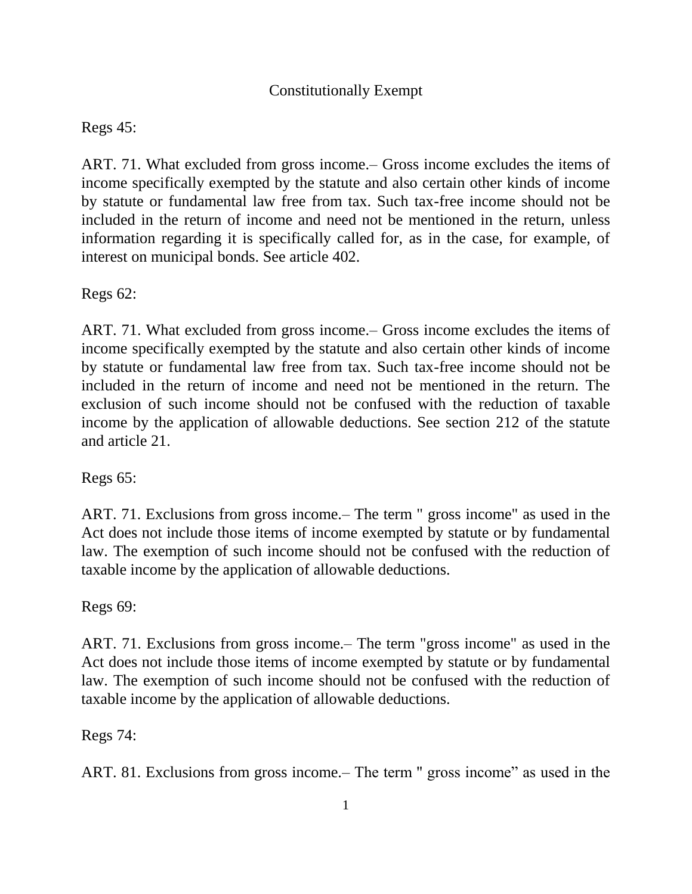# Constitutionally Exempt

Regs 45:

ART. 71. What excluded from gross income.– Gross income excludes the items of income specifically exempted by the statute and also certain other kinds of income by statute or fundamental law free from tax. Such tax-free income should not be included in the return of income and need not be mentioned in the return, unless information regarding it is specifically called for, as in the case, for example, of interest on municipal bonds. See article 402.

Regs 62:

ART. 71. What excluded from gross income.– Gross income excludes the items of income specifically exempted by the statute and also certain other kinds of income by statute or fundamental law free from tax. Such tax-free income should not be included in the return of income and need not be mentioned in the return. The exclusion of such income should not be confused with the reduction of taxable income by the application of allowable deductions. See section 212 of the statute and article 21.

Regs 65:

ART. 71. Exclusions from gross income.– The term " gross income" as used in the Act does not include those items of income exempted by statute or by fundamental law. The exemption of such income should not be confused with the reduction of taxable income by the application of allowable deductions.

Regs 69:

ART. 71. Exclusions from gross income.– The term "gross income" as used in the Act does not include those items of income exempted by statute or by fundamental law. The exemption of such income should not be confused with the reduction of taxable income by the application of allowable deductions.

Regs 74:

ART. 81. Exclusions from gross income.– The term " gross income" as used in the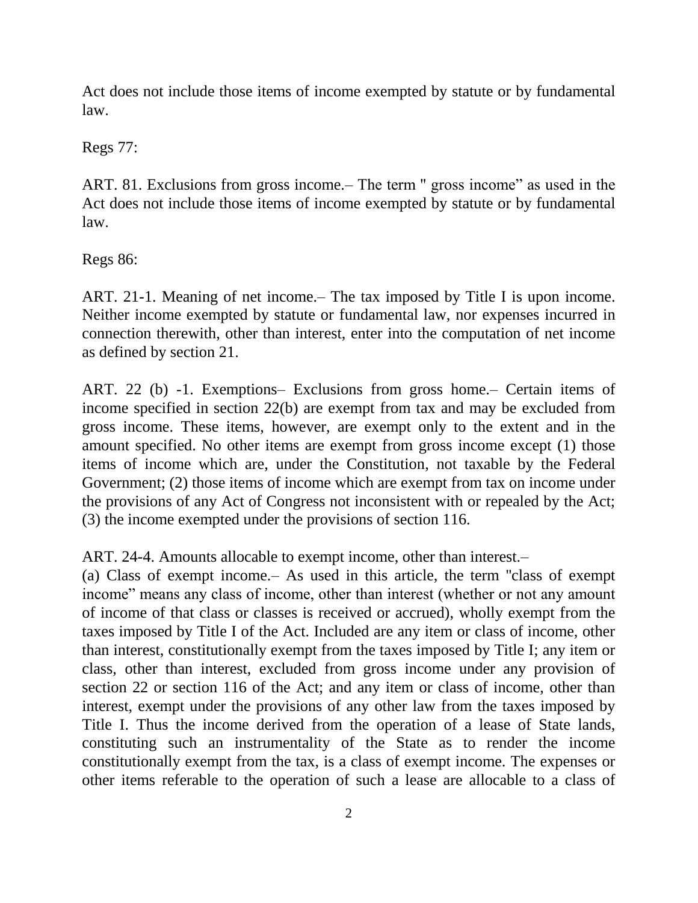Act does not include those items of income exempted by statute or by fundamental law.

Regs 77:

ART. 81. Exclusions from gross income.– The term " gross income" as used in the Act does not include those items of income exempted by statute or by fundamental law.

Regs 86:

ART. 21-1. Meaning of net income.– The tax imposed by Title I is upon income. Neither income exempted by statute or fundamental law, nor expenses incurred in connection therewith, other than interest, enter into the computation of net income as defined by section 21.

ART. 22 (b) -1. Exemptions– Exclusions from gross home.– Certain items of income specified in section 22(b) are exempt from tax and may be excluded from gross income. These items, however, are exempt only to the extent and in the amount specified. No other items are exempt from gross income except (1) those items of income which are, under the Constitution, not taxable by the Federal Government; (2) those items of income which are exempt from tax on income under the provisions of any Act of Congress not inconsistent with or repealed by the Act; (3) the income exempted under the provisions of section 116.

ART. 24-4. Amounts allocable to exempt income, other than interest.–
(a) Class of exempt income.– As used in this article, the term "class of exempt income" means any class of income, other than interest (whether or not any amount of income of that class or classes is received or accrued), wholly exempt from the taxes imposed by Title I of the Act. Included are any item or class of income, other than interest, constitutionally exempt from the taxes imposed by Title I; any item or class, other than interest, excluded from gross income under any provision of section 22 or section 116 of the Act; and any item or class of income, other than interest, exempt under the provisions of any other law from the taxes imposed by Title I. Thus the income derived from the operation of a lease of State lands, constituting such an instrumentality of the State as to render the income constitutionally exempt from the tax, is a class of exempt income. The expenses or other items referable to the operation of such a lease are allocable to a class of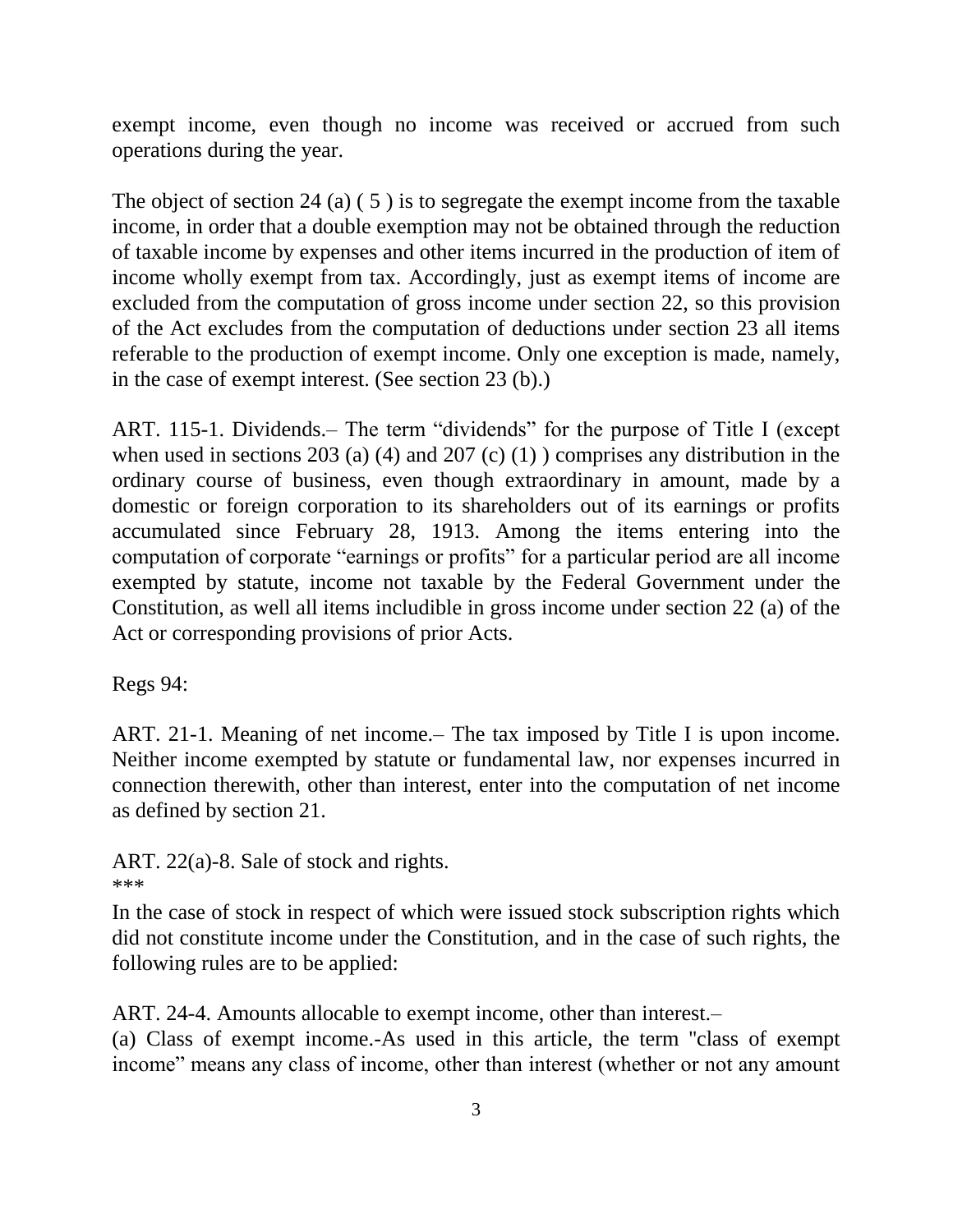exempt income, even though no income was received or accrued from such operations during the year.

The object of section 24 (a) ( 5 ) is to segregate the exempt income from the taxable income, in order that a double exemption may not be obtained through the reduction of taxable income by expenses and other items incurred in the production of item of income wholly exempt from tax. Accordingly, just as exempt items of income are excluded from the computation of gross income under section 22, so this provision of the Act excludes from the computation of deductions under section 23 all items referable to the production of exempt income. Only one exception is made, namely, in the case of exempt interest. (See section 23 (b).)

ART. 115-1. Dividends.– The term “dividends” for the purpose of Title I (except when used in sections 203 (a) (4) and 207 (c) (1) ) comprises any distribution in the ordinary course of business, even though extraordinary in amount, made by a domestic or foreign corporation to its shareholders out of its earnings or profits accumulated since February 28, 1913. Among the items entering into the computation of corporate “earnings or profits” for a particular period are all income exempted by statute, income not taxable by the Federal Government under the Constitution, as well all items includible in gross income under section 22 (a) of the Act or corresponding provisions of prior Acts.

Regs 94:

ART. 21-1. Meaning of net income.– The tax imposed by Title I is upon income. Neither income exempted by statute or fundamental law, nor expenses incurred in connection therewith, other than interest, enter into the computation of net income as defined by section 21.

ART. 22(a)-8. Sale of stock and rights.
***
In the case of stock in respect of which were issued stock subscription rights which did not constitute income under the Constitution, and in the case of such rights, the following rules are to be applied:

ART. 24-4. Amounts allocable to exempt income, other than interest.–
(a) Class of exempt income.-As used in this article, the term "class of exempt income” means any class of income, other than interest (whether or not any amount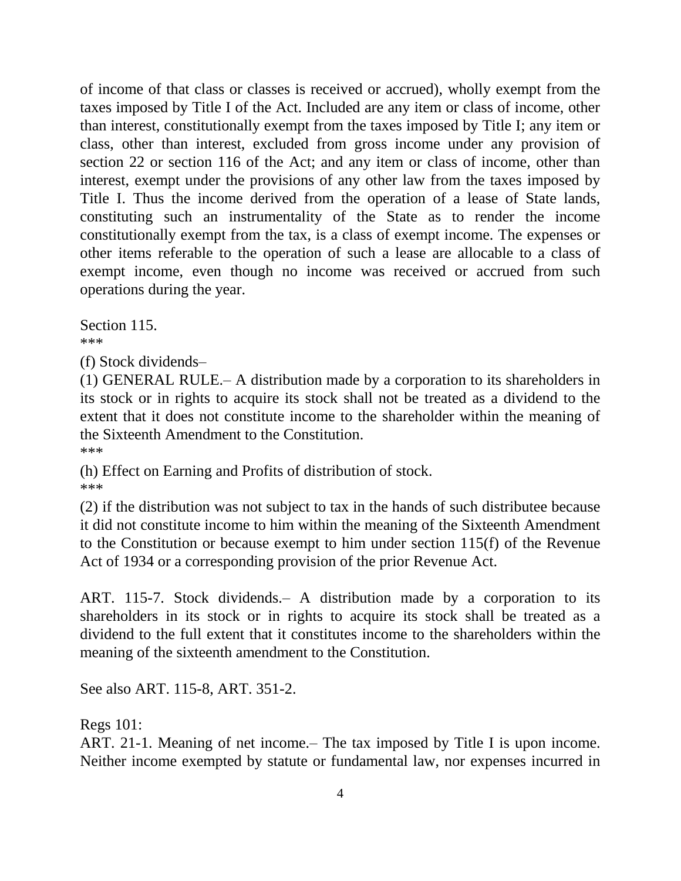of income of that class or classes is received or accrued), wholly exempt from the taxes imposed by Title I of the Act. Included are any item or class of income, other than interest, constitutionally exempt from the taxes imposed by Title I; any item or class, other than interest, excluded from gross income under any provision of section 22 or section 116 of the Act; and any item or class of income, other than interest, exempt under the provisions of any other law from the taxes imposed by Title I. Thus the income derived from the operation of a lease of State lands, constituting such an instrumentality of the State as to render the income constitutionally exempt from the tax, is a class of exempt income. The expenses or other items referable to the operation of such a lease are allocable to a class of exempt income, even though no income was received or accrued from such operations during the year.

Section 115.

***

(f) Stock dividends–

(1) GENERAL RULE.– A distribution made by a corporation to its shareholders in its stock or in rights to acquire its stock shall not be treated as a dividend to the extent that it does not constitute income to the shareholder within the meaning of the Sixteenth Amendment to the Constitution.

***

(h) Effect on Earning and Profits of distribution of stock.

***

(2) if the distribution was not subject to tax in the hands of such distributee because it did not constitute income to him within the meaning of the Sixteenth Amendment to the Constitution or because exempt to him under section 115(f) of the Revenue Act of 1934 or a corresponding provision of the prior Revenue Act.

ART. 115-7. Stock dividends.– A distribution made by a corporation to its shareholders in its stock or in rights to acquire its stock shall be treated as a dividend to the full extent that it constitutes income to the shareholders within the meaning of the sixteenth amendment to the Constitution.

See also ART. 115-8, ART. 351-2.

Regs 101:

ART. 21-1. Meaning of net income.– The tax imposed by Title I is upon income. Neither income exempted by statute or fundamental law, nor expenses incurred in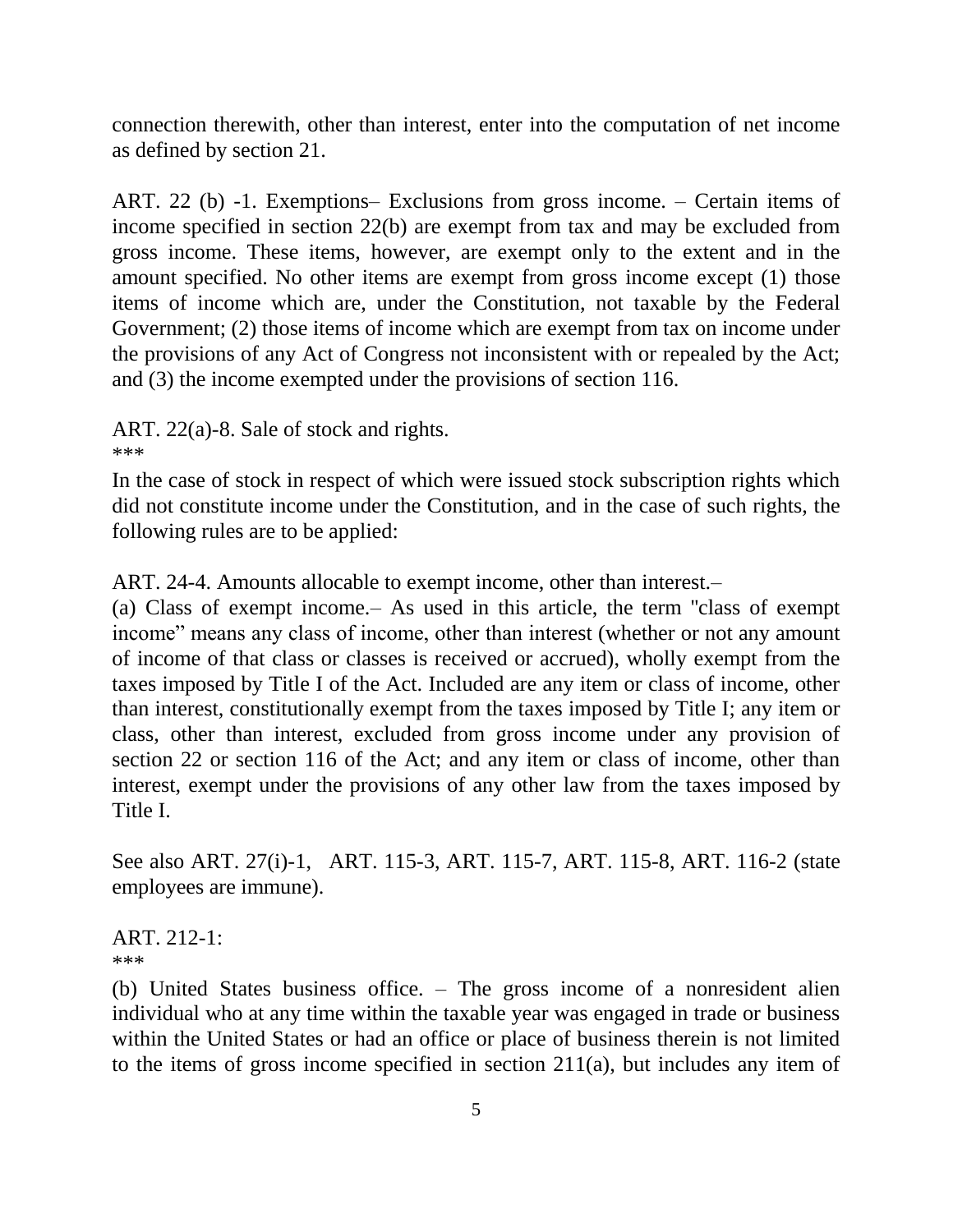connection therewith, other than interest, enter into the computation of net income as defined by section 21.

ART. 22 (b) -1. Exemptions– Exclusions from gross income. – Certain items of income specified in section 22(b) are exempt from tax and may be excluded from gross income. These items, however, are exempt only to the extent and in the amount specified. No other items are exempt from gross income except (1) those items of income which are, under the Constitution, not taxable by the Federal Government; (2) those items of income which are exempt from tax on income under the provisions of any Act of Congress not inconsistent with or repealed by the Act; and (3) the income exempted under the provisions of section 116.

ART. 22(a)-8. Sale of stock and rights.
***
In the case of stock in respect of which were issued stock subscription rights which did not constitute income under the Constitution, and in the case of such rights, the following rules are to be applied:

ART. 24-4. Amounts allocable to exempt income, other than interest.–
(a) Class of exempt income.– As used in this article, the term "class of exempt income" means any class of income, other than interest (whether or not any amount of income of that class or classes is received or accrued), wholly exempt from the taxes imposed by Title I of the Act. Included are any item or class of income, other than interest, constitutionally exempt from the taxes imposed by Title I; any item or class, other than interest, excluded from gross income under any provision of section 22 or section 116 of the Act; and any item or class of income, other than interest, exempt under the provisions of any other law from the taxes imposed by Title I.

See also ART. 27(i)-1, ART. 115-3, ART. 115-7, ART. 115-8, ART. 116-2 (state employees are immune).

ART. 212-1:
***
(b) United States business office. – The gross income of a nonresident alien individual who at any time within the taxable year was engaged in trade or business within the United States or had an office or place of business therein is not limited to the items of gross income specified in section 211(a), but includes any item of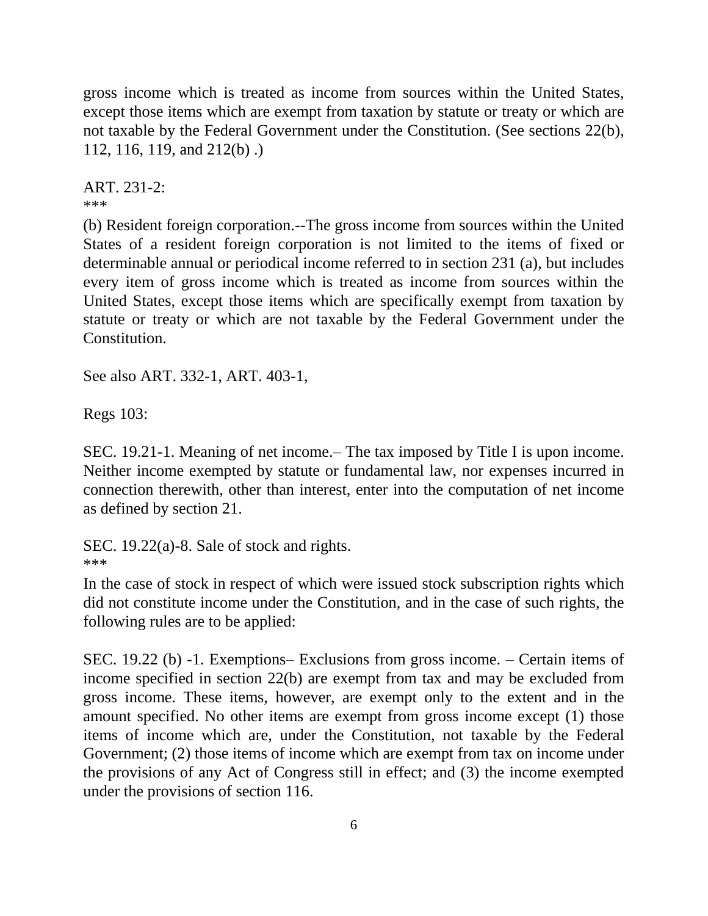gross income which is treated as income from sources within the United States, except those items which are exempt from taxation by statute or treaty or which are not taxable by the Federal Government under the Constitution. (See sections 22(b), 112, 116, 119, and 212(b) .)

ART. 231-2:
***
(b) Resident foreign corporation.--The gross income from sources within the United States of a resident foreign corporation is not limited to the items of fixed or determinable annual or periodical income referred to in section 231 (a), but includes every item of gross income which is treated as income from sources within the United States, except those items which are specifically exempt from taxation by statute or treaty or which are not taxable by the Federal Government under the Constitution.

See also ART. 332-1, ART. 403-1,

Regs 103:

SEC. 19.21-1. Meaning of net income.– The tax imposed by Title I is upon income. Neither income exempted by statute or fundamental law, nor expenses incurred in connection therewith, other than interest, enter into the computation of net income as defined by section 21.

SEC. 19.22(a)-8. Sale of stock and rights.
***
In the case of stock in respect of which were issued stock subscription rights which did not constitute income under the Constitution, and in the case of such rights, the following rules are to be applied:

SEC. 19.22 (b) -1. Exemptions– Exclusions from gross income. – Certain items of income specified in section 22(b) are exempt from tax and may be excluded from gross income. These items, however, are exempt only to the extent and in the amount specified. No other items are exempt from gross income except (1) those items of income which are, under the Constitution, not taxable by the Federal Government; (2) those items of income which are exempt from tax on income under the provisions of any Act of Congress still in effect; and (3) the income exempted under the provisions of section 116.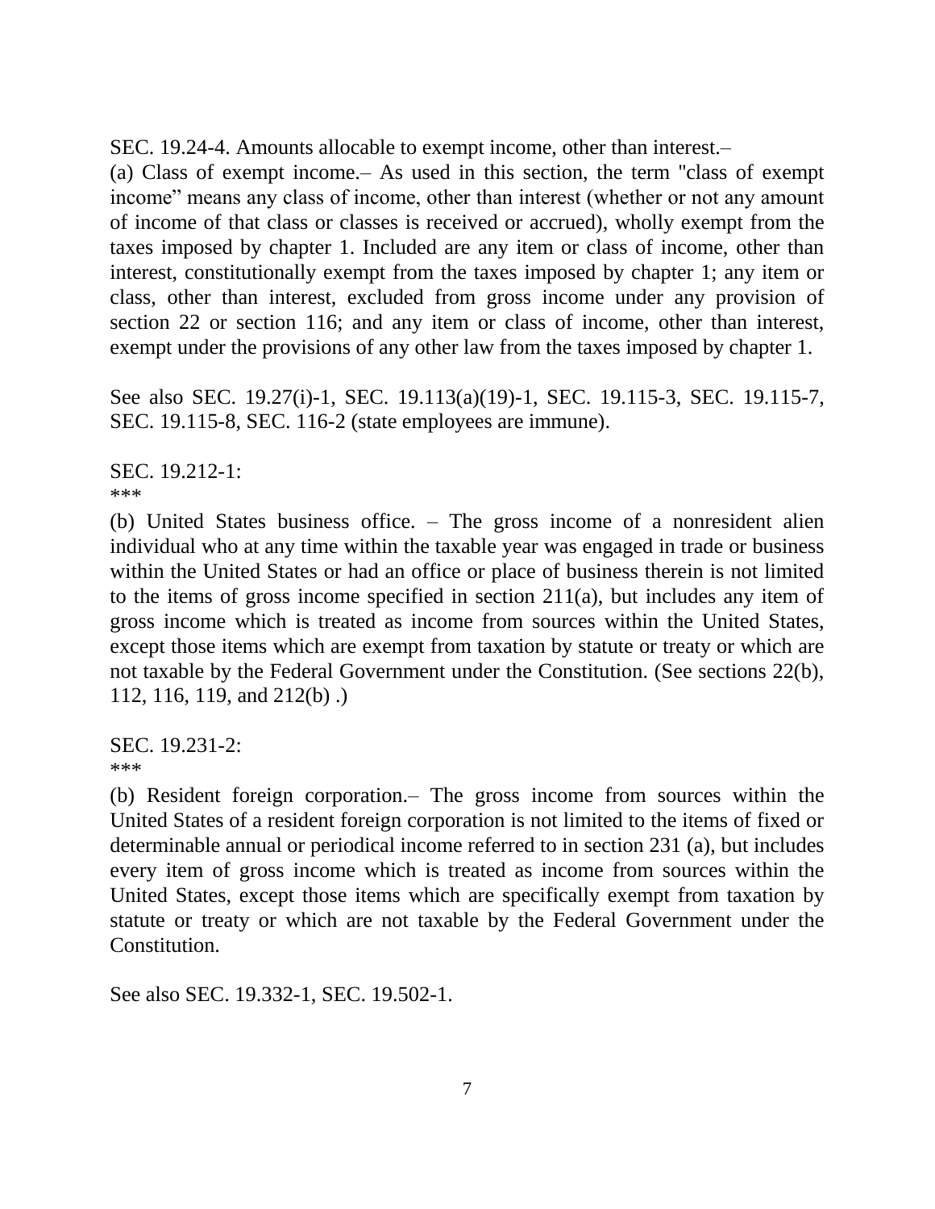SEC. 19.24-4. Amounts allocable to exempt income, other than interest.–

(a) Class of exempt income.– As used in this section, the term "class of exempt income" means any class of income, other than interest (whether or not any amount of income of that class or classes is received or accrued), wholly exempt from the taxes imposed by chapter 1. Included are any item or class of income, other than interest, constitutionally exempt from the taxes imposed by chapter 1; any item or class, other than interest, excluded from gross income under any provision of section 22 or section 116; and any item or class of income, other than interest, exempt under the provisions of any other law from the taxes imposed by chapter 1.

See also SEC. 19.27(i)-1, SEC. 19.113(a)(19)-1, SEC. 19.115-3, SEC. 19.115-7, SEC. 19.115-8, SEC. 116-2 (state employees are immune).

SEC. 19.212-1:

***

(b) United States business office. – The gross income of a nonresident alien individual who at any time within the taxable year was engaged in trade or business within the United States or had an office or place of business therein is not limited to the items of gross income specified in section 211(a), but includes any item of gross income which is treated as income from sources within the United States, except those items which are exempt from taxation by statute or treaty or which are not taxable by the Federal Government under the Constitution. (See sections 22(b), 112, 116, 119, and 212(b) .)

SEC. 19.231-2:

***

(b) Resident foreign corporation.– The gross income from sources within the United States of a resident foreign corporation is not limited to the items of fixed or determinable annual or periodical income referred to in section 231 (a), but includes every item of gross income which is treated as income from sources within the United States, except those items which are specifically exempt from taxation by statute or treaty or which are not taxable by the Federal Government under the Constitution.

See also SEC. 19.332-1, SEC. 19.502-1.